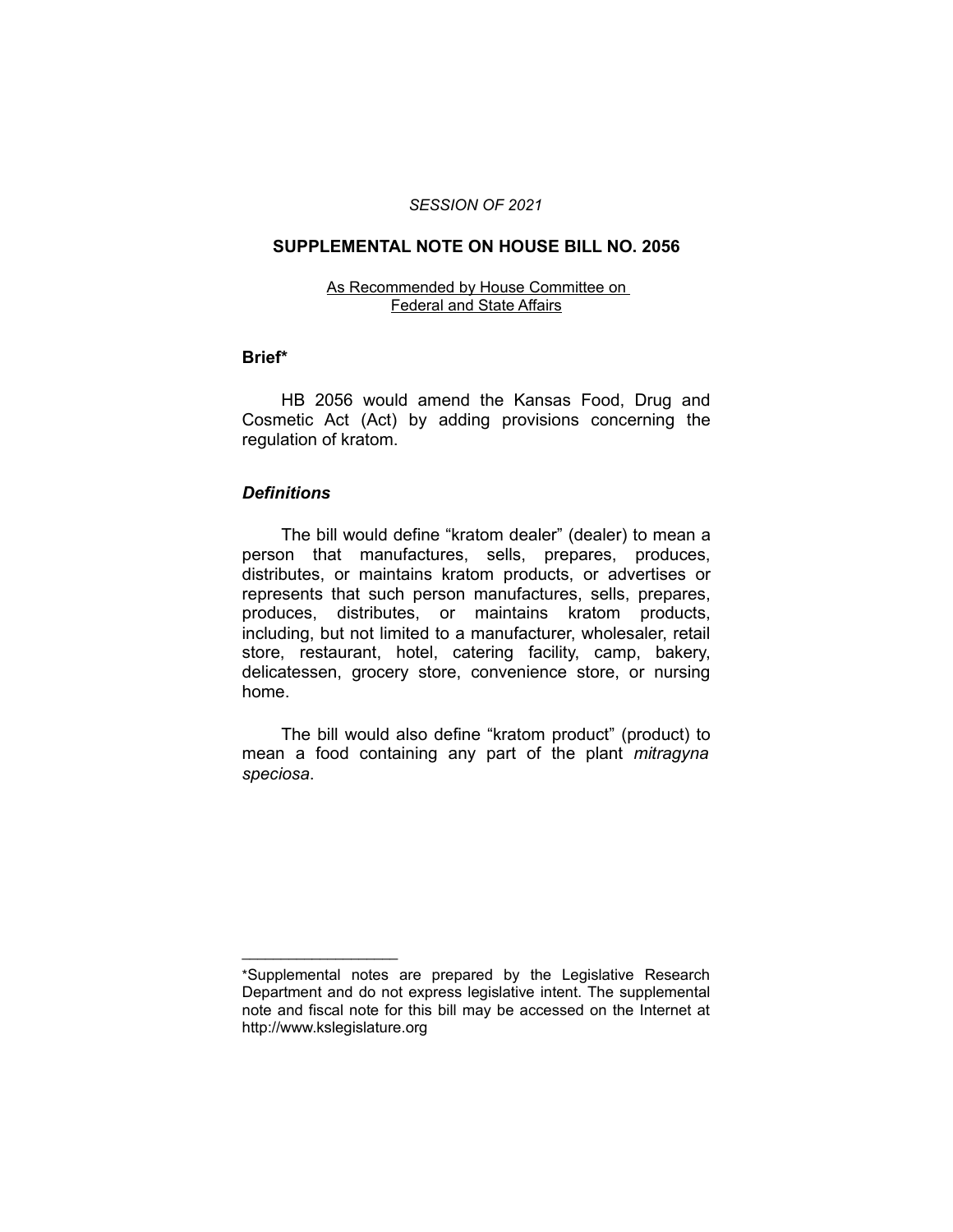*SESSION OF 2021*

## SUPPLEMENTAL NOTE ON HOUSE BILL NO. 2056

As Recommended by House Committee on Federal and State Affairs

### Brief*

HB 2056 would amend the Kansas Food, Drug and Cosmetic Act (Act) by adding provisions concerning the regulation of kratom.

### *Definitions*

The bill would define "kratom dealer" (dealer) to mean a person that manufactures, sells, prepares, produces, distributes, or maintains kratom products, or advertises or represents that such person manufactures, sells, prepares, produces, distributes, or maintains kratom products, including, but not limited to a manufacturer, wholesaler, retail store, restaurant, hotel, catering facility, camp, bakery, delicatessen, grocery store, convenience store, or nursing home.

The bill would also define "kratom product" (product) to mean a food containing any part of the plant *mitragyna speciosa*.

---

*Supplemental notes are prepared by the Legislative Research Department and do not express legislative intent. The supplemental note and fiscal note for this bill may be accessed on the Internet at http://www.kslegislature.org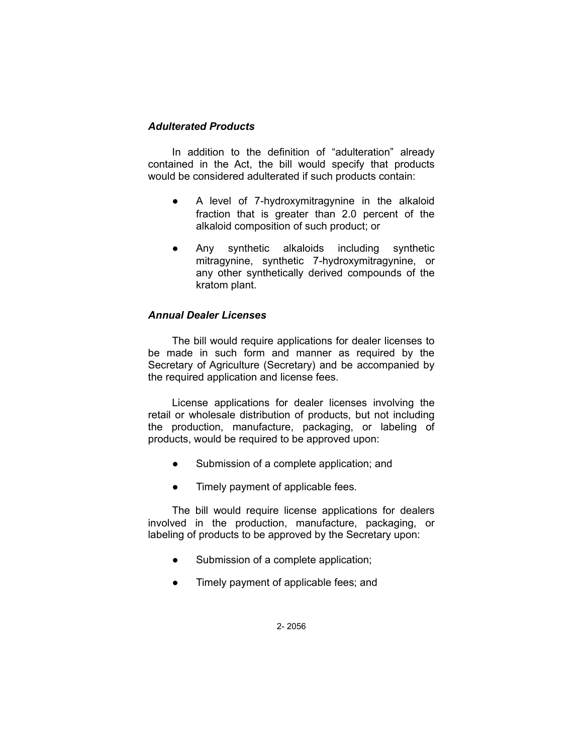*Adulterated Products*

In addition to the definition of "adulteration" already contained in the Act, the bill would specify that products would be considered adulterated if such products contain:

- A level of 7-hydroxymitragynine in the alkaloid fraction that is greater than 2.0 percent of the alkaloid composition of such product; or
- Any synthetic alkaloids including synthetic mitragynine, synthetic 7-hydroxymitragynine, or any other synthetically derived compounds of the kratom plant.

*Annual Dealer Licenses*

The bill would require applications for dealer licenses to be made in such form and manner as required by the Secretary of Agriculture (Secretary) and be accompanied by the required application and license fees.

License applications for dealer licenses involving the retail or wholesale distribution of products, but not including the production, manufacture, packaging, or labeling of products, would be required to be approved upon:

- Submission of a complete application; and
- Timely payment of applicable fees.

The bill would require license applications for dealers involved in the production, manufacture, packaging, or labeling of products to be approved by the Secretary upon:

- Submission of a complete application;
- Timely payment of applicable fees; and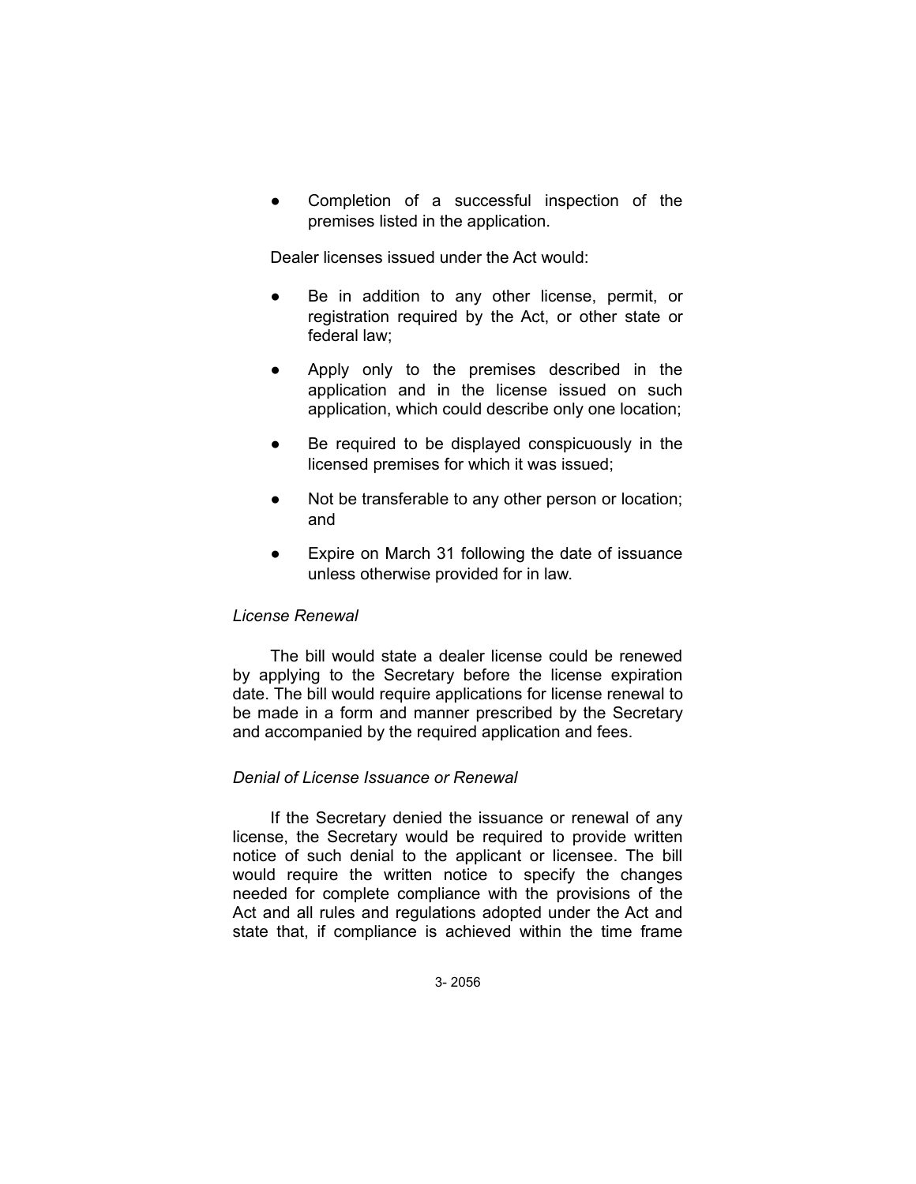- Completion of a successful inspection of the premises listed in the application.

Dealer licenses issued under the Act would:

- Be in addition to any other license, permit, or registration required by the Act, or other state or federal law;
- Apply only to the premises described in the application and in the license issued on such application, which could describe only one location;
- Be required to be displayed conspicuously in the licensed premises for which it was issued;
- Not be transferable to any other person or location; and
- Expire on March 31 following the date of issuance unless otherwise provided for in law.

*License Renewal*

The bill would state a dealer license could be renewed by applying to the Secretary before the license expiration date. The bill would require applications for license renewal to be made in a form and manner prescribed by the Secretary and accompanied by the required application and fees.

*Denial of License Issuance or Renewal*

If the Secretary denied the issuance or renewal of any license, the Secretary would be required to provide written notice of such denial to the applicant or licensee. The bill would require the written notice to specify the changes needed for complete compliance with the provisions of the Act and all rules and regulations adopted under the Act and state that, if compliance is achieved within the time frame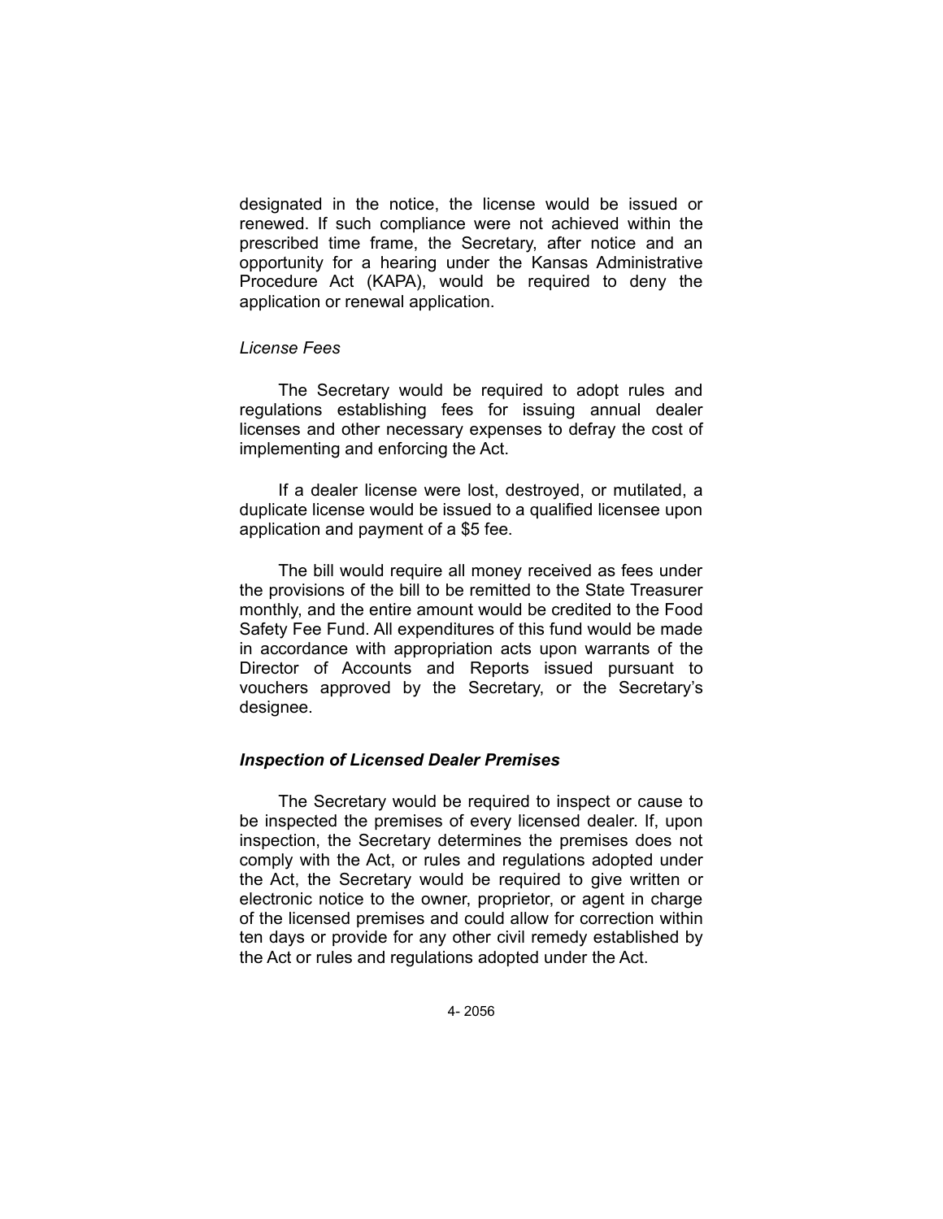designated in the notice, the license would be issued or renewed. If such compliance were not achieved within the prescribed time frame, the Secretary, after notice and an opportunity for a hearing under the Kansas Administrative Procedure Act (KAPA), would be required to deny the application or renewal application.

*License Fees*

The Secretary would be required to adopt rules and regulations establishing fees for issuing annual dealer licenses and other necessary expenses to defray the cost of implementing and enforcing the Act.

If a dealer license were lost, destroyed, or mutilated, a duplicate license would be issued to a qualified licensee upon application and payment of a $5 fee.

The bill would require all money received as fees under the provisions of the bill to be remitted to the State Treasurer monthly, and the entire amount would be credited to the Food Safety Fee Fund. All expenditures of this fund would be made in accordance with appropriation acts upon warrants of the Director of Accounts and Reports issued pursuant to vouchers approved by the Secretary, or the Secretary's designee.

***Inspection of Licensed Dealer Premises***

The Secretary would be required to inspect or cause to be inspected the premises of every licensed dealer. If, upon inspection, the Secretary determines the premises does not comply with the Act, or rules and regulations adopted under the Act, the Secretary would be required to give written or electronic notice to the owner, proprietor, or agent in charge of the licensed premises and could allow for correction within ten days or provide for any other civil remedy established by the Act or rules and regulations adopted under the Act.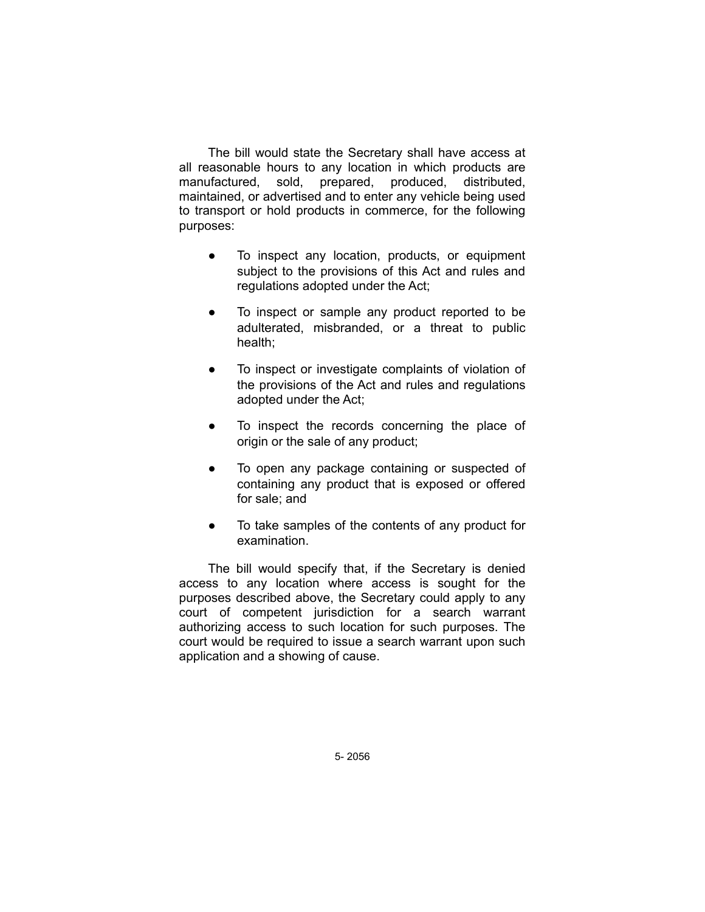The bill would state the Secretary shall have access at all reasonable hours to any location in which products are manufactured, sold, prepared, produced, distributed, maintained, or advertised and to enter any vehicle being used to transport or hold products in commerce, for the following purposes:

- To inspect any location, products, or equipment subject to the provisions of this Act and rules and regulations adopted under the Act;
- To inspect or sample any product reported to be adulterated, misbranded, or a threat to public health;
- To inspect or investigate complaints of violation of the provisions of the Act and rules and regulations adopted under the Act;
- To inspect the records concerning the place of origin or the sale of any product;
- To open any package containing or suspected of containing any product that is exposed or offered for sale; and
- To take samples of the contents of any product for examination.

The bill would specify that, if the Secretary is denied access to any location where access is sought for the purposes described above, the Secretary could apply to any court of competent jurisdiction for a search warrant authorizing access to such location for such purposes. The court would be required to issue a search warrant upon such application and a showing of cause.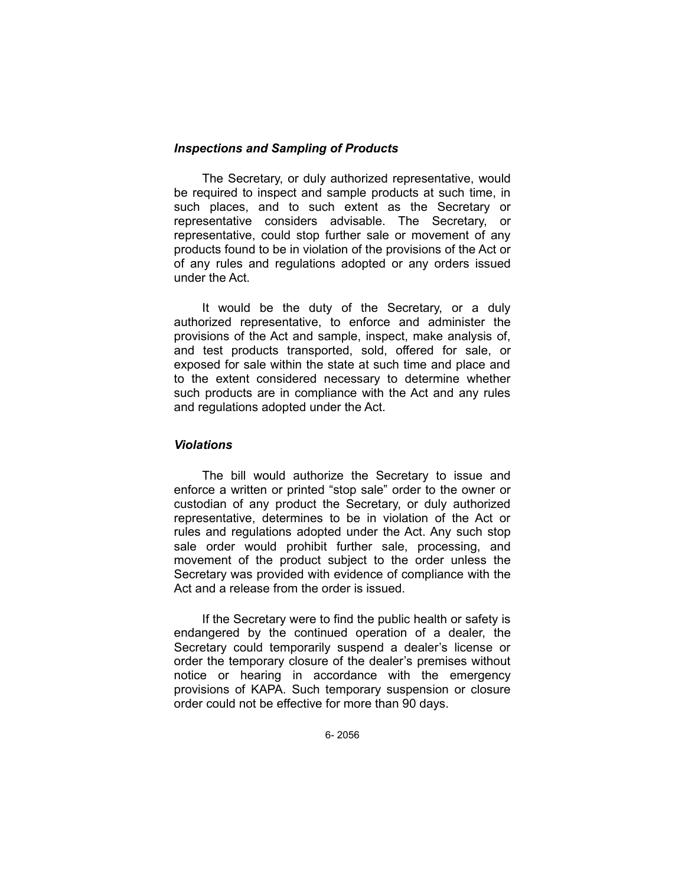### *Inspections and Sampling of Products*

The Secretary, or duly authorized representative, would be required to inspect and sample products at such time, in such places, and to such extent as the Secretary or representative considers advisable. The Secretary, or representative, could stop further sale or movement of any products found to be in violation of the provisions of the Act or of any rules and regulations adopted or any orders issued under the Act.

It would be the duty of the Secretary, or a duly authorized representative, to enforce and administer the provisions of the Act and sample, inspect, make analysis of, and test products transported, sold, offered for sale, or exposed for sale within the state at such time and place and to the extent considered necessary to determine whether such products are in compliance with the Act and any rules and regulations adopted under the Act.

### *Violations*

The bill would authorize the Secretary to issue and enforce a written or printed "stop sale" order to the owner or custodian of any product the Secretary, or duly authorized representative, determines to be in violation of the Act or rules and regulations adopted under the Act. Any such stop sale order would prohibit further sale, processing, and movement of the product subject to the order unless the Secretary was provided with evidence of compliance with the Act and a release from the order is issued.

If the Secretary were to find the public health or safety is endangered by the continued operation of a dealer, the Secretary could temporarily suspend a dealer's license or order the temporary closure of the dealer's premises without notice or hearing in accordance with the emergency provisions of KAPA. Such temporary suspension or closure order could not be effective for more than 90 days.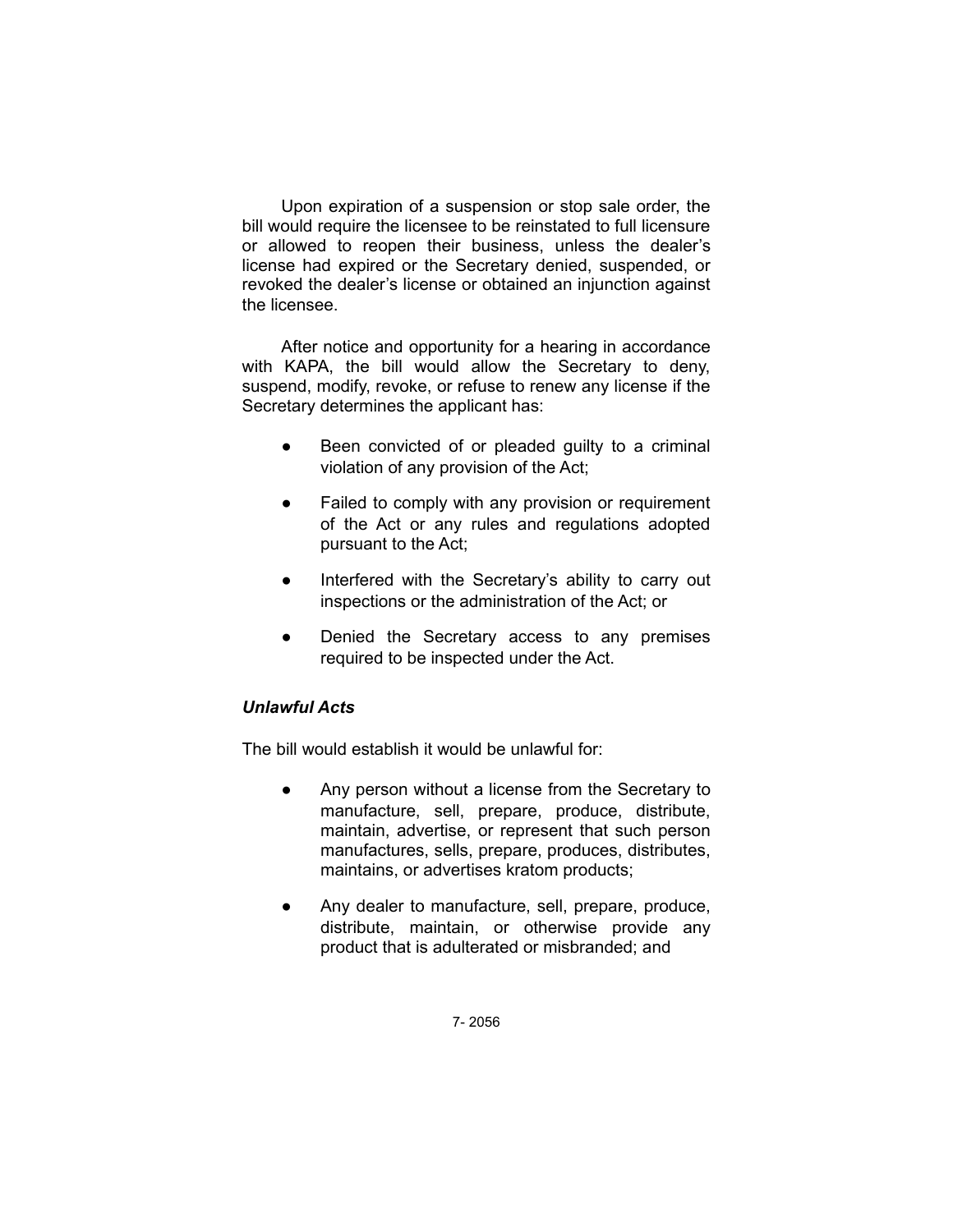Upon expiration of a suspension or stop sale order, the bill would require the licensee to be reinstated to full licensure or allowed to reopen their business, unless the dealer's license had expired or the Secretary denied, suspended, or revoked the dealer's license or obtained an injunction against the licensee.

After notice and opportunity for a hearing in accordance with KAPA, the bill would allow the Secretary to deny, suspend, modify, revoke, or refuse to renew any license if the Secretary determines the applicant has:

- Been convicted of or pleaded guilty to a criminal violation of any provision of the Act;
- Failed to comply with any provision or requirement of the Act or any rules and regulations adopted pursuant to the Act;
- Interfered with the Secretary's ability to carry out inspections or the administration of the Act; or
- Denied the Secretary access to any premises required to be inspected under the Act.

***Unlawful Acts***

The bill would establish it would be unlawful for:

- Any person without a license from the Secretary to manufacture, sell, prepare, produce, distribute, maintain, advertise, or represent that such person manufactures, sells, prepare, produces, distributes, maintains, or advertises kratom products;
- Any dealer to manufacture, sell, prepare, produce, distribute, maintain, or otherwise provide any product that is adulterated or misbranded; and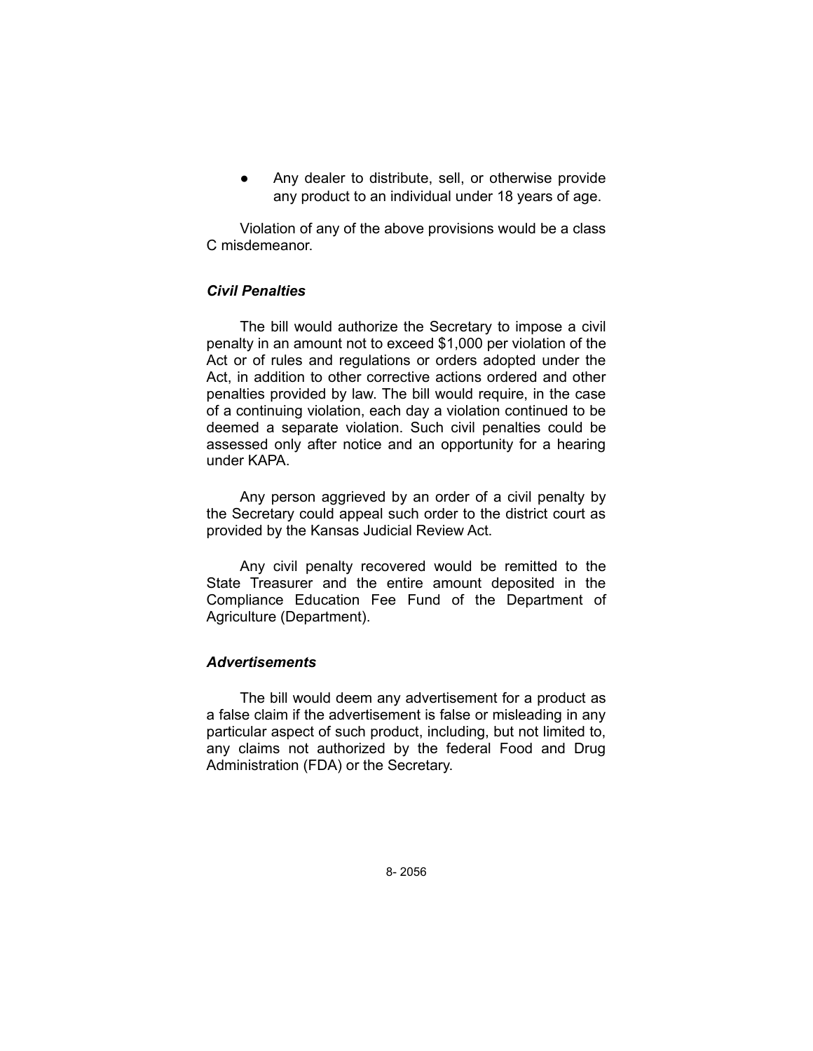- Any dealer to distribute, sell, or otherwise provide any product to an individual under 18 years of age.

Violation of any of the above provisions would be a class C misdemeanor.

### *Civil Penalties*

The bill would authorize the Secretary to impose a civil penalty in an amount not to exceed $1,000 per violation of the Act or of rules and regulations or orders adopted under the Act, in addition to other corrective actions ordered and other penalties provided by law. The bill would require, in the case of a continuing violation, each day a violation continued to be deemed a separate violation. Such civil penalties could be assessed only after notice and an opportunity for a hearing under KAPA.

Any person aggrieved by an order of a civil penalty by the Secretary could appeal such order to the district court as provided by the Kansas Judicial Review Act.

Any civil penalty recovered would be remitted to the State Treasurer and the entire amount deposited in the Compliance Education Fee Fund of the Department of Agriculture (Department).

### *Advertisements*

The bill would deem any advertisement for a product as a false claim if the advertisement is false or misleading in any particular aspect of such product, including, but not limited to, any claims not authorized by the federal Food and Drug Administration (FDA) or the Secretary.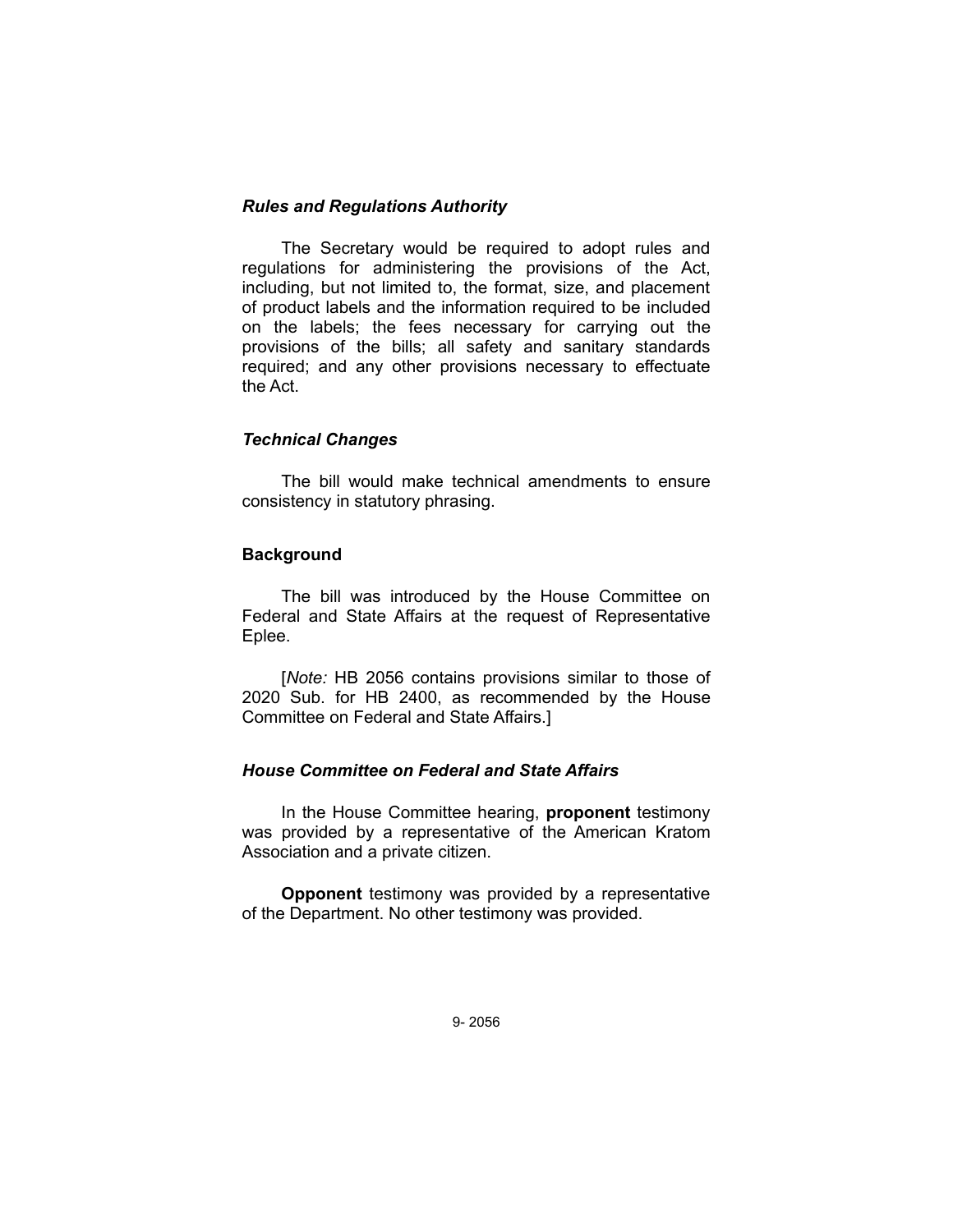### *Rules and Regulations Authority*

The Secretary would be required to adopt rules and regulations for administering the provisions of the Act, including, but not limited to, the format, size, and placement of product labels and the information required to be included on the labels; the fees necessary for carrying out the provisions of the bills; all safety and sanitary standards required; and any other provisions necessary to effectuate the Act.

### *Technical Changes*

The bill would make technical amendments to ensure consistency in statutory phrasing.

## **Background**

The bill was introduced by the House Committee on Federal and State Affairs at the request of Representative Eplee.

[*Note:* HB 2056 contains provisions similar to those of 2020 Sub. for HB 2400, as recommended by the House Committee on Federal and State Affairs.]

### *House Committee on Federal and State Affairs*

In the House Committee hearing, **proponent** testimony was provided by a representative of the American Kratom Association and a private citizen.

**Opponent** testimony was provided by a representative of the Department. No other testimony was provided.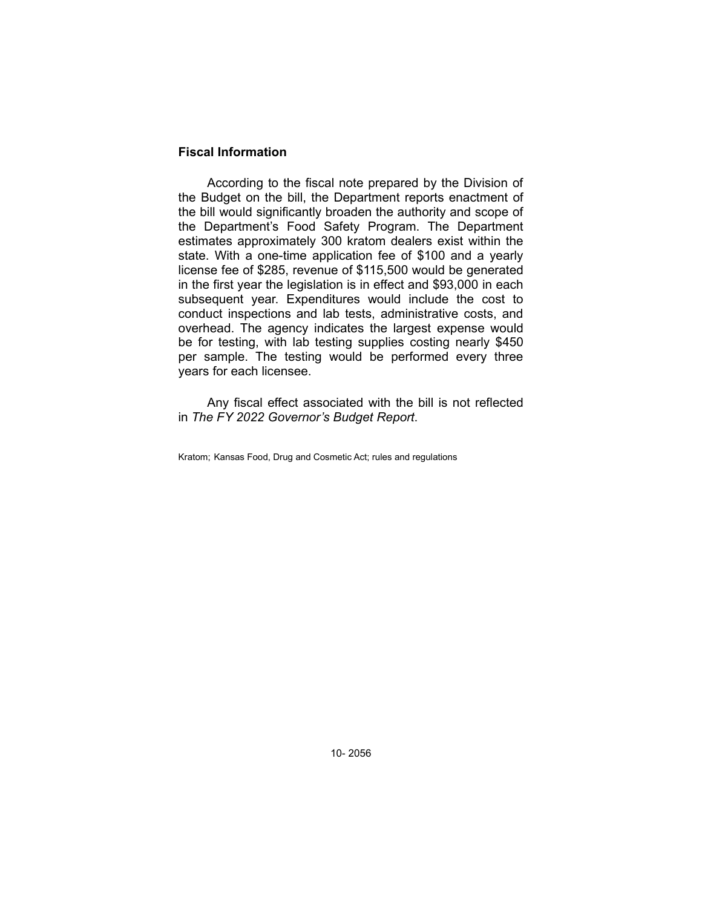## Fiscal Information

According to the fiscal note prepared by the Division of the Budget on the bill, the Department reports enactment of the bill would significantly broaden the authority and scope of the Department's Food Safety Program. The Department estimates approximately 300 kratom dealers exist within the state. With a one-time application fee of $100 and a yearly license fee of $285, revenue of $115,500 would be generated in the first year the legislation is in effect and $93,000 in each subsequent year. Expenditures would include the cost to conduct inspections and lab tests, administrative costs, and overhead. The agency indicates the largest expense would be for testing, with lab testing supplies costing nearly $450 per sample. The testing would be performed every three years for each licensee.

Any fiscal effect associated with the bill is not reflected in *The FY 2022 Governor's Budget Report*.

Kratom; Kansas Food, Drug and Cosmetic Act; rules and regulations